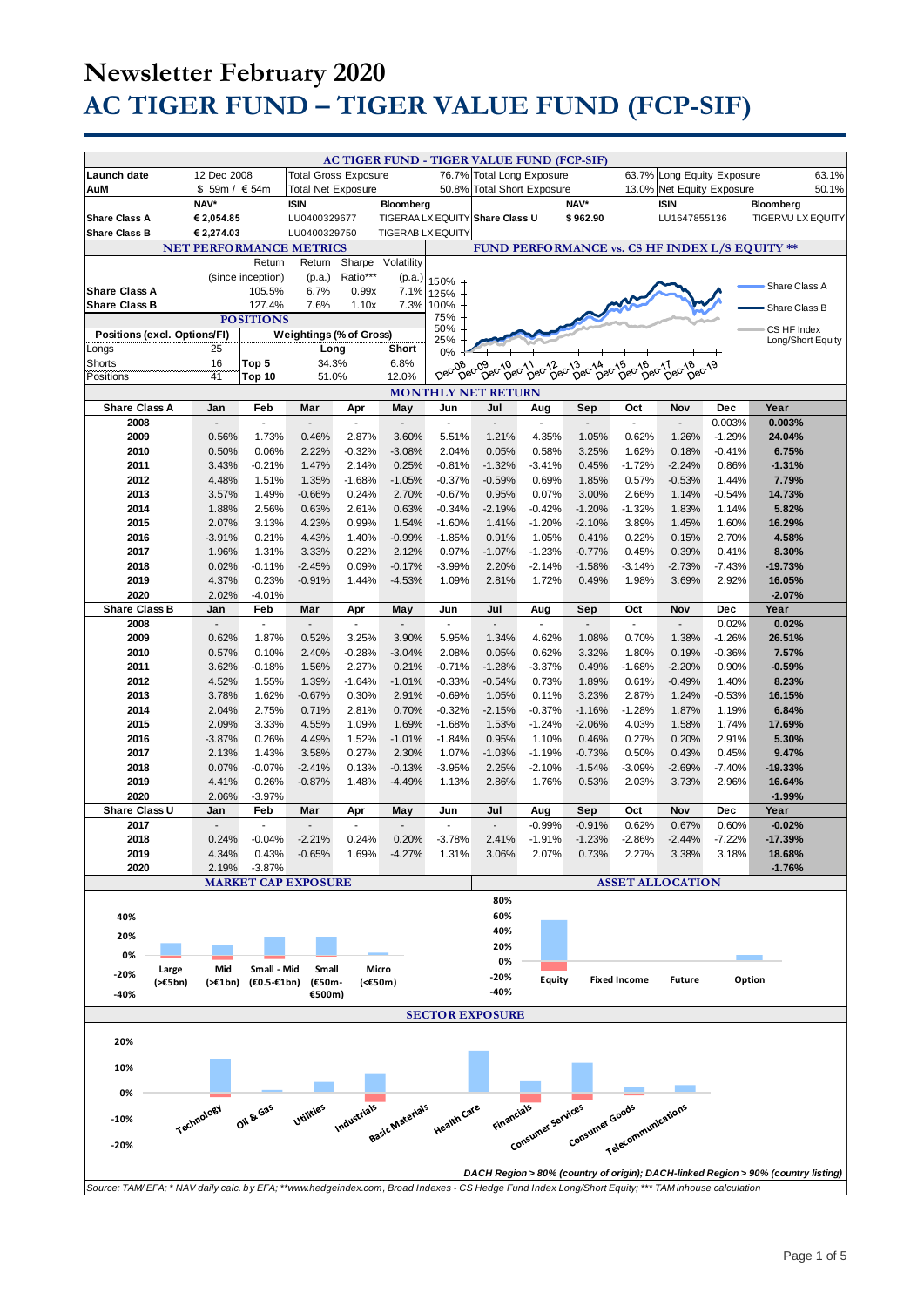# Newsletter February 2020

# AC TIGER FUND – TIGER VALUE FUND (FCP-SIF)

## AC TIGER FUND - TIGER VALUE FUND (FCP-SIF)

| Launch date | 12 Dec 2008 | Total Gross Exposure | 76.7% | Total Long Exposure | 63.7% | Long Equity Exposure | 63.1% |
|---|---|---|---|---|---|---|---|
| AuM | $ 59m / € 54m | Total Net Exposure | 50.8% | Total Short Exposure | 13.0% | Net Equity Exposure | 50.1% |

| | NAV* | ISIN | Bloomberg | | NAV* | ISIN | Bloomberg |
|---|---|---|---|---|---|---|---|
| Share Class A | € 2,054.85 | LU0400329677 | TIGERAA LX EQUITY | Share Class U | $ 962.90 | LU1647855136 | TIGERVU LX EQUITY |
| Share Class B | € 2,274.03 | LU0400329750 | TIGERAB LX EQUITY | | | | |

### NET PERFORMANCE METRICS

| | Return (since inception) | Return (p.a.) | Sharpe Ratio*** | Volatility (p.a.) |
|---|---|---|---|---|
| Share Class A | 105.5% | 6.7% | 0.99x | 7.1% |
| Share Class B | 127.4% | 7.6% | 1.10x | 7.3% |

### POSITIONS

| Positions (excl. Options/FI) | | Weightings (% of Gross) | Long | Short |
|---|---|---|---|---|
| Longs | 25 | | | |
| Shorts | 16 | Top 5 | 34.3% | 6.8% |
| Positions | 41 | Top 10 | 51.0% | 12.0% |

### FUND PERFORMANCE vs. CS HF INDEX L/S EQUITY **

Legend: Share Class A; Share Class B; CS HF Index Long/Short Equity

### MONTHLY NET RETURN

| Share Class A | Jan | Feb | Mar | Apr | May | Jun | Jul | Aug | Sep | Oct | Nov | Dec | Year |
|---|---|---|---|---|---|---|---|---|---|---|---|---|---|
| 2008 | - | - | - | - | - | - | - | - | - | - | - | 0.003% | **0.003%** |
| 2009 | 0.56% | 1.73% | 0.46% | 2.87% | 3.60% | 5.51% | 1.21% | 4.35% | 1.05% | 0.62% | 1.26% | -1.29% | **24.04%** |
| 2010 | 0.50% | 0.06% | 2.22% | -0.32% | -3.08% | 2.04% | 0.05% | 0.58% | 3.25% | 1.62% | 0.18% | -0.41% | **6.75%** |
| 2011 | 3.43% | -0.21% | 1.47% | 2.14% | 0.25% | -0.81% | -1.32% | -3.41% | 0.45% | -1.72% | -2.24% | 0.86% | **-1.31%** |
| 2012 | 4.48% | 1.51% | 1.35% | -1.68% | -1.05% | -0.37% | -0.59% | 0.69% | 1.85% | 0.57% | -0.53% | 1.44% | **7.79%** |
| 2013 | 3.57% | 1.49% | -0.66% | 0.24% | 2.70% | -0.67% | 0.95% | 0.07% | 3.00% | 2.66% | 1.14% | -0.54% | **14.73%** |
| 2014 | 1.88% | 2.56% | 0.63% | 2.61% | 0.63% | -0.34% | -2.19% | -0.42% | -1.20% | -1.32% | 1.83% | 1.14% | **5.82%** |
| 2015 | 2.07% | 3.13% | 4.23% | 0.99% | 1.54% | -1.60% | 1.41% | -1.20% | -2.10% | 3.89% | 1.45% | 1.60% | **16.29%** |
| 2016 | -3.91% | 0.21% | 4.43% | 1.40% | -0.99% | -1.85% | 0.91% | 1.05% | 0.41% | 0.22% | 0.15% | 2.70% | **4.58%** |
| 2017 | 1.96% | 1.31% | 3.33% | 0.22% | 2.12% | 0.97% | -1.07% | -1.23% | -0.77% | 0.45% | 0.39% | 0.41% | **8.30%** |
| 2018 | 0.02% | -0.11% | -2.45% | 0.09% | -0.17% | -3.99% | 2.20% | -2.14% | -1.58% | -3.14% | -2.73% | -7.43% | **-19.73%** |
| 2019 | 4.37% | 0.23% | -0.91% | 1.44% | -4.53% | 1.09% | 2.81% | 1.72% | 0.49% | 1.98% | 3.69% | 2.92% | **16.05%** |
| 2020 | 2.02% | -4.01% | | | | | | | | | | | **-2.07%** |

| Share Class B | Jan | Feb | Mar | Apr | May | Jun | Jul | Aug | Sep | Oct | Nov | Dec | Year |
|---|---|---|---|---|---|---|---|---|---|---|---|---|---|
| 2008 | - | - | - | - | - | - | - | - | - | - | - | 0.02% | **0.02%** |
| 2009 | 0.62% | 1.87% | 0.52% | 3.25% | 3.90% | 5.95% | 1.34% | 4.62% | 1.08% | 0.70% | 1.38% | -1.26% | **26.51%** |
| 2010 | 0.57% | 0.10% | 2.40% | -0.28% | -3.04% | 2.08% | 0.05% | 0.62% | 3.32% | 1.80% | 0.19% | -0.36% | **7.57%** |
| 2011 | 3.62% | -0.18% | 1.56% | 2.27% | 0.21% | -0.71% | -1.28% | -3.37% | 0.49% | -1.68% | -2.20% | 0.90% | **-0.59%** |
| 2012 | 4.52% | 1.55% | 1.39% | -1.64% | -1.01% | -0.33% | -0.54% | 0.73% | 1.89% | 0.61% | -0.49% | 1.40% | **8.23%** |
| 2013 | 3.78% | 1.62% | -0.67% | 0.30% | 2.91% | -0.69% | 1.05% | 0.11% | 3.23% | 2.87% | 1.24% | -0.53% | **16.15%** |
| 2014 | 2.04% | 2.75% | 0.71% | 2.81% | 0.70% | -0.32% | -2.15% | -0.37% | -1.16% | -1.28% | 1.87% | 1.19% | **6.84%** |
| 2015 | 2.09% | 3.33% | 4.55% | 1.09% | 1.69% | -1.68% | 1.53% | -1.24% | -2.06% | 4.03% | 1.58% | 1.74% | **17.69%** |
| 2016 | -3.87% | 0.26% | 4.49% | 1.52% | -1.01% | -1.84% | 0.95% | 1.10% | 0.46% | 0.27% | 0.20% | 2.91% | **5.30%** |
| 2017 | 2.13% | 1.43% | 3.58% | 0.27% | 2.30% | 1.07% | -1.03% | -1.19% | -0.73% | 0.50% | 0.43% | 0.45% | **9.47%** |
| 2018 | 0.07% | -0.07% | -2.41% | 0.13% | -0.13% | -3.95% | 2.25% | -2.10% | -1.54% | -3.09% | -2.69% | -7.40% | **-19.33%** |
| 2019 | 4.41% | 0.26% | -0.87% | 1.48% | -4.49% | 1.13% | 2.86% | 1.76% | 0.53% | 2.03% | 3.73% | 2.96% | **16.64%** |
| 2020 | 2.06% | -3.97% | | | | | | | | | | | **-1.99%** |

| Share Class U | Jan | Feb | Mar | Apr | May | Jun | Jul | Aug | Sep | Oct | Nov | Dec | Year |
|---|---|---|---|---|---|---|---|---|---|---|---|---|---|
| 2017 | - | - | - | - | - | - | - | -0.99% | -0.91% | 0.62% | 0.67% | 0.60% | **-0.02%** |
| 2018 | 0.24% | -0.04% | -2.21% | 0.24% | 0.20% | -3.78% | 2.41% | -1.91% | -1.23% | -2.86% | -2.44% | -7.22% | **-17.39%** |
| 2019 | 4.34% | 0.43% | -0.65% | 1.69% | -4.27% | 1.31% | 3.06% | 2.07% | 0.73% | 2.27% | 3.38% | 3.18% | **18.68%** |
| 2020 | 2.19% | -3.87% | | | | | | | | | | | **-1.76%** |

### MARKET CAP EXPOSURE

Categories: Large (>€5bn); Mid (>€1bn); Small - Mid (€0.5-€1bn); Small (€50m-€500m); Micro (<€50m)

### ASSET ALLOCATION

Categories: Equity; Fixed Income; Future; Option

### SECTOR EXPOSURE

Categories: Technology; Oil & Gas; Utilities; Industrials; Basic Materials; Health Care; Financials; Consumer Services; Consumer Goods; Telecommunications

*DACH Region > 80% (country of origin); DACH-linked Region > 90% (country listing)*

*Source: TAM/ EFA; * NAV daily calc. by EFA; **www.hedgeindex.com, Broad Indexes - CS Hedge Fund Index Long/Short Equity; *** TAM inhouse calculation*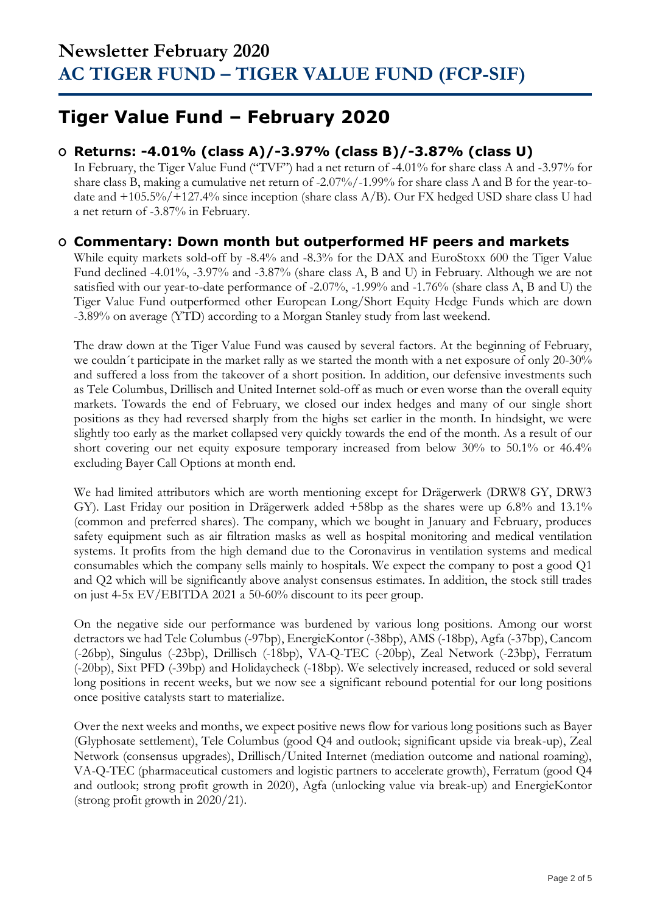# Newsletter February 2020

# AC TIGER FUND – TIGER VALUE FUND (FCP-SIF)

## Tiger Value Fund – February 2020

### o Returns: -4.01% (class A)/-3.97% (class B)/-3.87% (class U)

In February, the Tiger Value Fund ("TVF") had a net return of -4.01% for share class A and -3.97% for share class B, making a cumulative net return of -2.07%/-1.99% for share class A and B for the year-to-date and +105.5%/+127.4% since inception (share class A/B). Our FX hedged USD share class U had a net return of -3.87% in February.

### o Commentary: Down month but outperformed HF peers and markets

While equity markets sold-off by -8.4% and -8.3% for the DAX and EuroStoxx 600 the Tiger Value Fund declined -4.01%, -3.97% and -3.87% (share class A, B and U) in February. Although we are not satisfied with our year-to-date performance of -2.07%, -1.99% and -1.76% (share class A, B and U) the Tiger Value Fund outperformed other European Long/Short Equity Hedge Funds which are down -3.89% on average (YTD) according to a Morgan Stanley study from last weekend.

The draw down at the Tiger Value Fund was caused by several factors. At the beginning of February, we couldn´t participate in the market rally as we started the month with a net exposure of only 20-30% and suffered a loss from the takeover of a short position. In addition, our defensive investments such as Tele Columbus, Drillisch and United Internet sold-off as much or even worse than the overall equity markets. Towards the end of February, we closed our index hedges and many of our single short positions as they had reversed sharply from the highs set earlier in the month. In hindsight, we were slightly too early as the market collapsed very quickly towards the end of the month. As a result of our short covering our net equity exposure temporary increased from below 30% to 50.1% or 46.4% excluding Bayer Call Options at month end.

We had limited attributors which are worth mentioning except for Drägerwerk (DRW8 GY, DRW3 GY). Last Friday our position in Drägerwerk added +58bp as the shares were up 6.8% and 13.1% (common and preferred shares). The company, which we bought in January and February, produces safety equipment such as air filtration masks as well as hospital monitoring and medical ventilation systems. It profits from the high demand due to the Coronavirus in ventilation systems and medical consumables which the company sells mainly to hospitals. We expect the company to post a good Q1 and Q2 which will be significantly above analyst consensus estimates. In addition, the stock still trades on just 4-5x EV/EBITDA 2021 a 50-60% discount to its peer group.

On the negative side our performance was burdened by various long positions. Among our worst detractors we had Tele Columbus (-97bp), EnergieKontor (-38bp), AMS (-18bp), Agfa (-37bp), Cancom (-26bp), Singulus (-23bp), Drillisch (-18bp), VA-Q-TEC (-20bp), Zeal Network (-23bp), Ferratum (-20bp), Sixt PFD (-39bp) and Holidaycheck (-18bp). We selectively increased, reduced or sold several long positions in recent weeks, but we now see a significant rebound potential for our long positions once positive catalysts start to materialize.

Over the next weeks and months, we expect positive news flow for various long positions such as Bayer (Glyphosate settlement), Tele Columbus (good Q4 and outlook; significant upside via break-up), Zeal Network (consensus upgrades), Drillisch/United Internet (mediation outcome and national roaming), VA-Q-TEC (pharmaceutical customers and logistic partners to accelerate growth), Ferratum (good Q4 and outlook; strong profit growth in 2020), Agfa (unlocking value via break-up) and EnergieKontor (strong profit growth in 2020/21).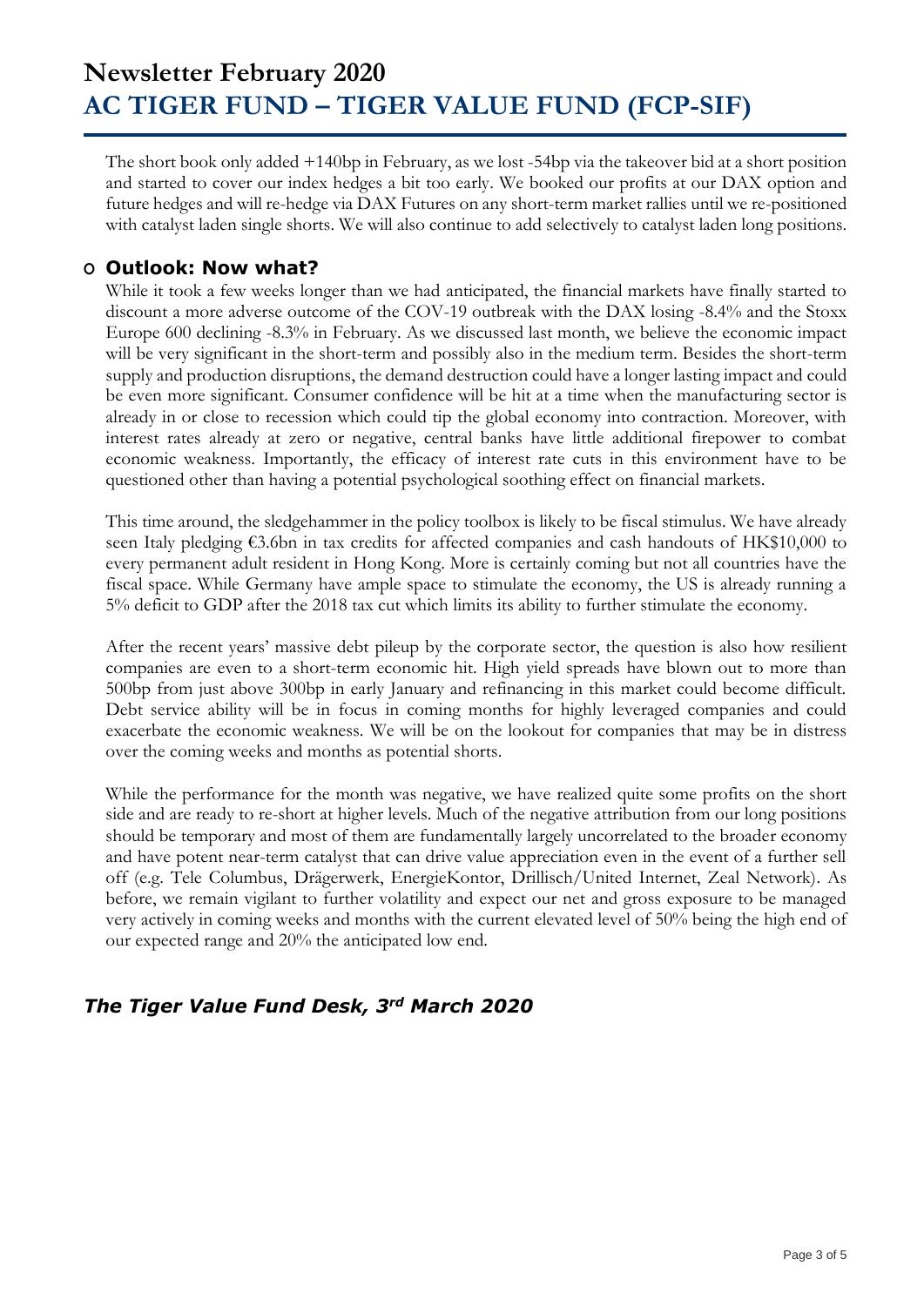The short book only added +140bp in February, as we lost -54bp via the takeover bid at a short position and started to cover our index hedges a bit too early. We booked our profits at our DAX option and future hedges and will re-hedge via DAX Futures on any short-term market rallies until we re-positioned with catalyst laden single shorts. We will also continue to add selectively to catalyst laden long positions.

## Outlook: Now what?

While it took a few weeks longer than we had anticipated, the financial markets have finally started to discount a more adverse outcome of the COV-19 outbreak with the DAX losing -8.4% and the Stoxx Europe 600 declining -8.3% in February. As we discussed last month, we believe the economic impact will be very significant in the short-term and possibly also in the medium term. Besides the short-term supply and production disruptions, the demand destruction could have a longer lasting impact and could be even more significant. Consumer confidence will be hit at a time when the manufacturing sector is already in or close to recession which could tip the global economy into contraction. Moreover, with interest rates already at zero or negative, central banks have little additional firepower to combat economic weakness. Importantly, the efficacy of interest rate cuts in this environment have to be questioned other than having a potential psychological soothing effect on financial markets.

This time around, the sledgehammer in the policy toolbox is likely to be fiscal stimulus. We have already seen Italy pledging €3.6bn in tax credits for affected companies and cash handouts of HK$10,000 to every permanent adult resident in Hong Kong. More is certainly coming but not all countries have the fiscal space. While Germany have ample space to stimulate the economy, the US is already running a 5% deficit to GDP after the 2018 tax cut which limits its ability to further stimulate the economy.

After the recent years' massive debt pileup by the corporate sector, the question is also how resilient companies are even to a short-term economic hit. High yield spreads have blown out to more than 500bp from just above 300bp in early January and refinancing in this market could become difficult. Debt service ability will be in focus in coming months for highly leveraged companies and could exacerbate the economic weakness. We will be on the lookout for companies that may be in distress over the coming weeks and months as potential shorts.

While the performance for the month was negative, we have realized quite some profits on the short side and are ready to re-short at higher levels. Much of the negative attribution from our long positions should be temporary and most of them are fundamentally largely uncorrelated to the broader economy and have potent near-term catalyst that can drive value appreciation even in the event of a further sell off (e.g. Tele Columbus, Drägerwerk, EnergieKontor, Drillisch/United Internet, Zeal Network). As before, we remain vigilant to further volatility and expect our net and gross exposure to be managed very actively in coming weeks and months with the current elevated level of 50% being the high end of our expected range and 20% the anticipated low end.

***The Tiger Value Fund Desk, 3rd March 2020***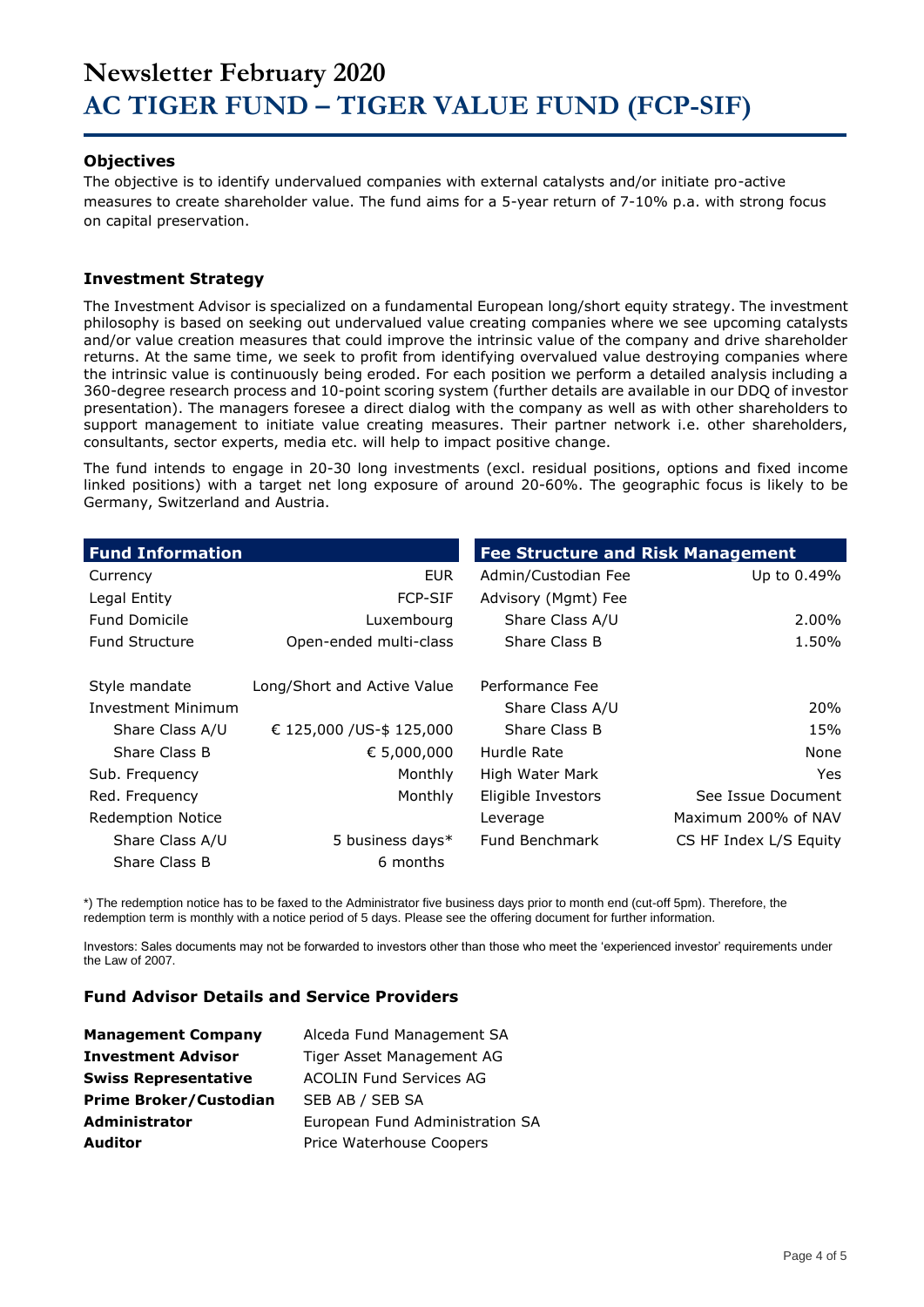# Newsletter February 2020
# AC TIGER FUND – TIGER VALUE FUND (FCP-SIF)

### Objectives

The objective is to identify undervalued companies with external catalysts and/or initiate pro-active measures to create shareholder value. The fund aims for a 5-year return of 7-10% p.a. with strong focus on capital preservation.

### Investment Strategy

The Investment Advisor is specialized on a fundamental European long/short equity strategy. The investment philosophy is based on seeking out undervalued value creating companies where we see upcoming catalysts and/or value creation measures that could improve the intrinsic value of the company and drive shareholder returns. At the same time, we seek to profit from identifying overvalued value destroying companies where the intrinsic value is continuously being eroded. For each position we perform a detailed analysis including a 360-degree research process and 10-point scoring system (further details are available in our DDQ of investor presentation). The managers foresee a direct dialog with the company as well as with other shareholders to support management to initiate value creating measures. Their partner network i.e. other shareholders, consultants, sector experts, media etc. will help to impact positive change.

The fund intends to engage in 20-30 long investments (excl. residual positions, options and fixed income linked positions) with a target net long exposure of around 20-60%. The geographic focus is likely to be Germany, Switzerland and Austria.

| Fund Information | | Fee Structure and Risk Management | |
|---|---|---|---|
| Currency | EUR | Admin/Custodian Fee | Up to 0.49% |
| Legal Entity | FCP-SIF | Advisory (Mgmt) Fee | |
| Fund Domicile | Luxembourg | Share Class A/U | 2.00% |
| Fund Structure | Open-ended multi-class | Share Class B | 1.50% |
| Style mandate | Long/Short and Active Value | Performance Fee | |
| Investment Minimum | | Share Class A/U | 20% |
| Share Class A/U | € 125,000 /US-$ 125,000 | Share Class B | 15% |
| Share Class B | € 5,000,000 | Hurdle Rate | None |
| Sub. Frequency | Monthly | High Water Mark | Yes |
| Red. Frequency | Monthly | Eligible Investors | See Issue Document |
| Redemption Notice | | Leverage | Maximum 200% of NAV |
| Share Class A/U | 5 business days* | Fund Benchmark | CS HF Index L/S Equity |
| Share Class B | 6 months | | |

*) The redemption notice has to be faxed to the Administrator five business days prior to month end (cut-off 5pm). Therefore, the redemption term is monthly with a notice period of 5 days. Please see the offering document for further information.

Investors: Sales documents may not be forwarded to investors other than those who meet the 'experienced investor' requirements under the Law of 2007.

### Fund Advisor Details and Service Providers

| | |
|---|---|
| **Management Company** | Alceda Fund Management SA |
| **Investment Advisor** | Tiger Asset Management AG |
| **Swiss Representative** | ACOLIN Fund Services AG |
| **Prime Broker/Custodian** | SEB AB / SEB SA |
| **Administrator** | European Fund Administration SA |
| **Auditor** | Price Waterhouse Coopers |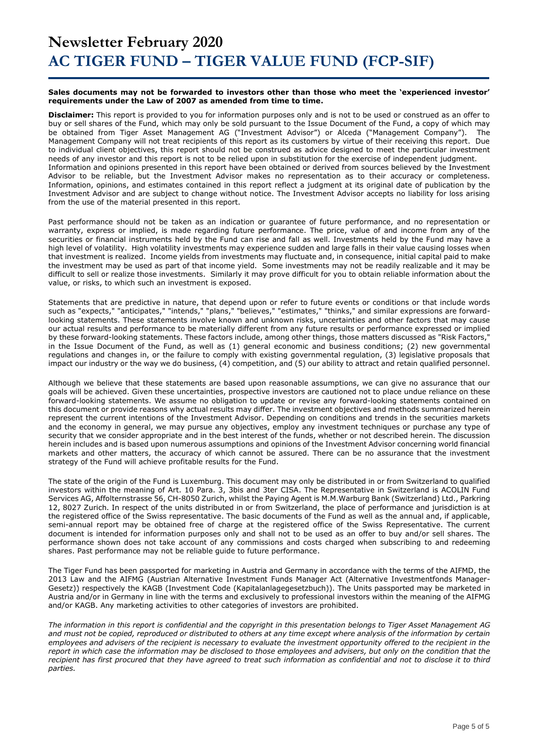# Newsletter February 2020

# AC TIGER FUND – TIGER VALUE FUND (FCP-SIF)

**Sales documents may not be forwarded to investors other than those who meet the 'experienced investor' requirements under the Law of 2007 as amended from time to time.**

**Disclaimer:** This report is provided to you for information purposes only and is not to be used or construed as an offer to buy or sell shares of the Fund, which may only be sold pursuant to the Issue Document of the Fund, a copy of which may be obtained from Tiger Asset Management AG ("Investment Advisor") or Alceda ("Management Company"). The Management Company will not treat recipients of this report as its customers by virtue of their receiving this report. Due to individual client objectives, this report should not be construed as advice designed to meet the particular investment needs of any investor and this report is not to be relied upon in substitution for the exercise of independent judgment. Information and opinions presented in this report have been obtained or derived from sources believed by the Investment Advisor to be reliable, but the Investment Advisor makes no representation as to their accuracy or completeness. Information, opinions, and estimates contained in this report reflect a judgment at its original date of publication by the Investment Advisor and are subject to change without notice. The Investment Advisor accepts no liability for loss arising from the use of the material presented in this report.

Past performance should not be taken as an indication or guarantee of future performance, and no representation or warranty, express or implied, is made regarding future performance. The price, value of and income from any of the securities or financial instruments held by the Fund can rise and fall as well. Investments held by the Fund may have a high level of volatility. High volatility investments may experience sudden and large falls in their value causing losses when that investment is realized. Income yields from investments may fluctuate and, in consequence, initial capital paid to make the investment may be used as part of that income yield. Some investments may not be readily realizable and it may be difficult to sell or realize those investments. Similarly it may prove difficult for you to obtain reliable information about the value, or risks, to which such an investment is exposed.

Statements that are predictive in nature, that depend upon or refer to future events or conditions or that include words such as "expects," "anticipates," "intends," "plans," "believes," "estimates," "thinks," and similar expressions are forward-looking statements. These statements involve known and unknown risks, uncertainties and other factors that may cause our actual results and performance to be materially different from any future results or performance expressed or implied by these forward-looking statements. These factors include, among other things, those matters discussed as "Risk Factors," in the Issue Document of the Fund, as well as (1) general economic and business conditions; (2) new governmental regulations and changes in, or the failure to comply with existing governmental regulation, (3) legislative proposals that impact our industry or the way we do business, (4) competition, and (5) our ability to attract and retain qualified personnel.

Although we believe that these statements are based upon reasonable assumptions, we can give no assurance that our goals will be achieved. Given these uncertainties, prospective investors are cautioned not to place undue reliance on these forward-looking statements. We assume no obligation to update or revise any forward-looking statements contained on this document or provide reasons why actual results may differ. The investment objectives and methods summarized herein represent the current intentions of the Investment Advisor. Depending on conditions and trends in the securities markets and the economy in general, we may pursue any objectives, employ any investment techniques or purchase any type of security that we consider appropriate and in the best interest of the funds, whether or not described herein. The discussion herein includes and is based upon numerous assumptions and opinions of the Investment Advisor concerning world financial markets and other matters, the accuracy of which cannot be assured. There can be no assurance that the investment strategy of the Fund will achieve profitable results for the Fund.

The state of the origin of the Fund is Luxemburg. This document may only be distributed in or from Switzerland to qualified investors within the meaning of Art. 10 Para. 3, 3bis and 3ter CISA. The Representative in Switzerland is ACOLIN Fund Services AG, Affolternstrasse 56, CH-8050 Zurich, whilst the Paying Agent is M.M.Warburg Bank (Switzerland) Ltd., Parkring 12, 8027 Zurich. In respect of the units distributed in or from Switzerland, the place of performance and jurisdiction is at the registered office of the Swiss representative. The basic documents of the Fund as well as the annual and, if applicable, semi-annual report may be obtained free of charge at the registered office of the Swiss Representative. The current document is intended for information purposes only and shall not to be used as an offer to buy and/or sell shares. The performance shown does not take account of any commissions and costs charged when subscribing to and redeeming shares. Past performance may not be reliable guide to future performance.

The Tiger Fund has been passported for marketing in Austria and Germany in accordance with the terms of the AIFMD, the 2013 Law and the AIFMG (Austrian Alternative Investment Funds Manager Act (Alternative Investmentfonds Manager-Gesetz)) respectively the KAGB (Investment Code (Kapitalanlagegesetzbuch)). The Units passported may be marketed in Austria and/or in Germany in line with the terms and exclusively to professional investors within the meaning of the AIFMG and/or KAGB. Any marketing activities to other categories of investors are prohibited.

*The information in this report is confidential and the copyright in this presentation belongs to Tiger Asset Management AG and must not be copied, reproduced or distributed to others at any time except where analysis of the information by certain employees and advisers of the recipient is necessary to evaluate the investment opportunity offered to the recipient in the report in which case the information may be disclosed to those employees and advisers, but only on the condition that the recipient has first procured that they have agreed to treat such information as confidential and not to disclose it to third parties.*